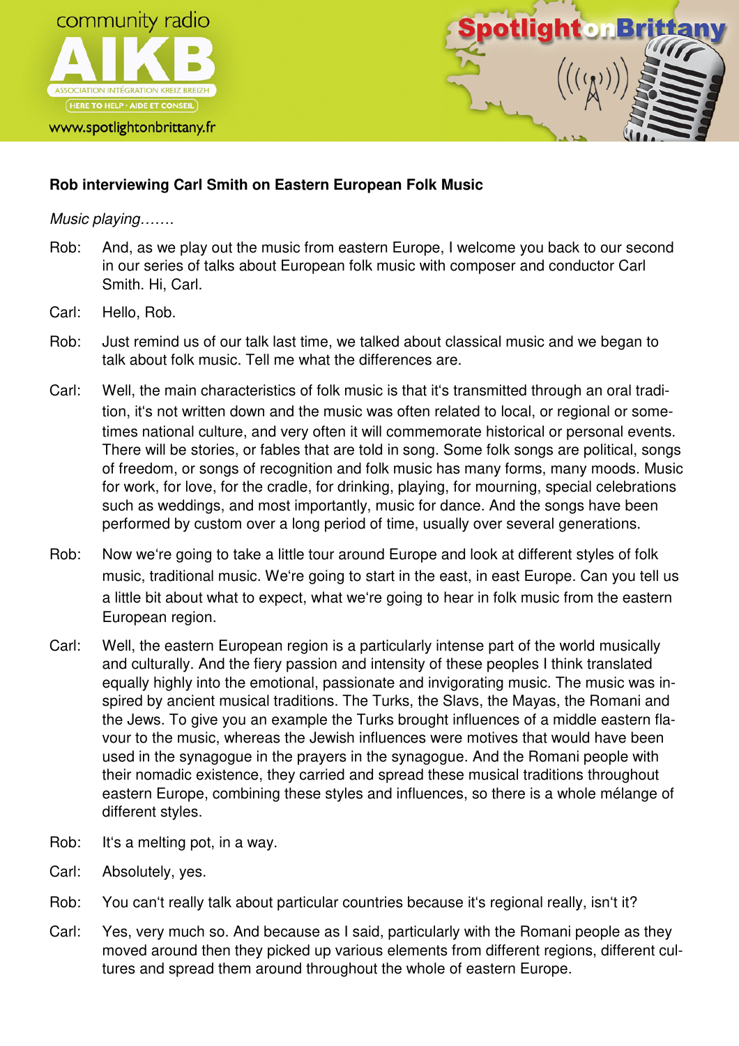community radio

AIKB

ASSOCIATION INTÉGRATION KREIZ BREIZH

HERE TO HELP · AIDE ET CONSEIL

www.spotlightonbrittany.fr

Spotlight on Brittany

**Rob interviewing Carl Smith on Eastern European Folk Music**

*Music playing…….*

Rob: And, as we play out the music from eastern Europe, I welcome you back to our second in our series of talks about European folk music with composer and conductor Carl Smith. Hi, Carl.

Carl: Hello, Rob.

Rob: Just remind us of our talk last time, we talked about classical music and we began to talk about folk music. Tell me what the differences are.

Carl: Well, the main characteristics of folk music is that it's transmitted through an oral tradition, it's not written down and the music was often related to local, or regional or sometimes national culture, and very often it will commemorate historical or personal events. There will be stories, or fables that are told in song. Some folk songs are political, songs of freedom, or songs of recognition and folk music has many forms, many moods. Music for work, for love, for the cradle, for drinking, playing, for mourning, special celebrations such as weddings, and most importantly, music for dance. And the songs have been performed by custom over a long period of time, usually over several generations.

Rob: Now we're going to take a little tour around Europe and look at different styles of folk music, traditional music. We're going to start in the east, in east Europe. Can you tell us a little bit about what to expect, what we're going to hear in folk music from the eastern European region.

Carl: Well, the eastern European region is a particularly intense part of the world musically and culturally. And the fiery passion and intensity of these peoples I think translated equally highly into the emotional, passionate and invigorating music. The music was inspired by ancient musical traditions. The Turks, the Slavs, the Mayas, the Romani and the Jews. To give you an example the Turks brought influences of a middle eastern flavour to the music, whereas the Jewish influences were motives that would have been used in the synagogue in the prayers in the synagogue. And the Romani people with their nomadic existence, they carried and spread these musical traditions throughout eastern Europe, combining these styles and influences, so there is a whole mélange of different styles.

Rob: It's a melting pot, in a way.

Carl: Absolutely, yes.

Rob: You can't really talk about particular countries because it's regional really, isn't it?

Carl: Yes, very much so. And because as I said, particularly with the Romani people as they moved around then they picked up various elements from different regions, different cultures and spread them around throughout the whole of eastern Europe.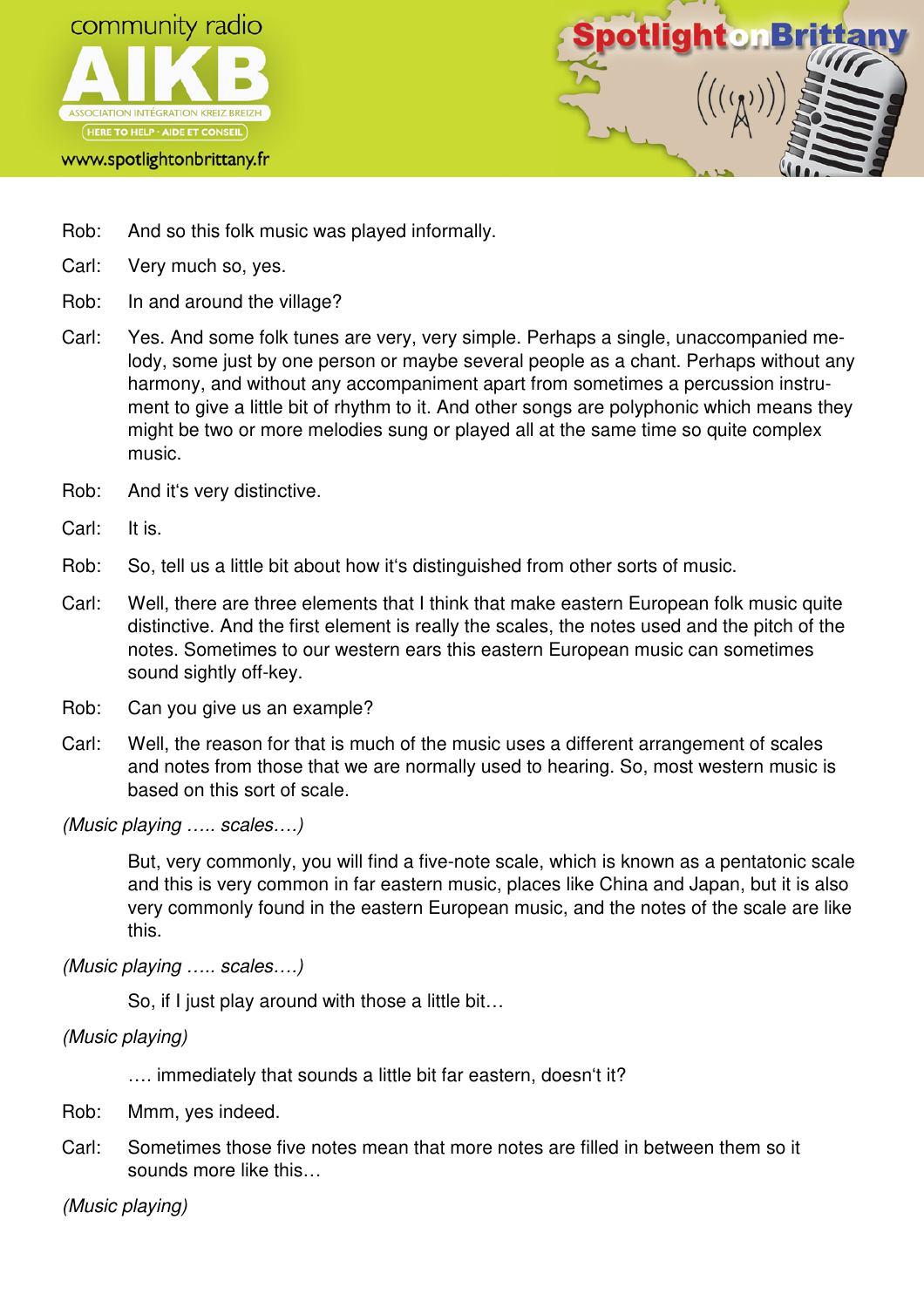Rob: And so this folk music was played informally.

Carl: Very much so, yes.

Rob: In and around the village?

Carl: Yes. And some folk tunes are very, very simple. Perhaps a single, unaccompanied melody, some just by one person or maybe several people as a chant. Perhaps without any harmony, and without any accompaniment apart from sometimes a percussion instrument to give a little bit of rhythm to it. And other songs are polyphonic which means they might be two or more melodies sung or played all at the same time so quite complex music.

Rob: And it's very distinctive.

Carl: It is.

Rob: So, tell us a little bit about how it's distinguished from other sorts of music.

Carl: Well, there are three elements that I think that make eastern European folk music quite distinctive. And the first element is really the scales, the notes used and the pitch of the notes. Sometimes to our western ears this eastern European music can sometimes sound sightly off-key.

Rob: Can you give us an example?

Carl: Well, the reason for that is much of the music uses a different arrangement of scales and notes from those that we are normally used to hearing. So, most western music is based on this sort of scale.

*(Music playing ….. scales….)*

But, very commonly, you will find a five-note scale, which is known as a pentatonic scale and this is very common in far eastern music, places like China and Japan, but it is also very commonly found in the eastern European music, and the notes of the scale are like this.

*(Music playing ….. scales….)*

So, if I just play around with those a little bit…

*(Music playing)*

…. immediately that sounds a little bit far eastern, doesn't it?

Rob: Mmm, yes indeed.

Carl: Sometimes those five notes mean that more notes are filled in between them so it sounds more like this…

*(Music playing)*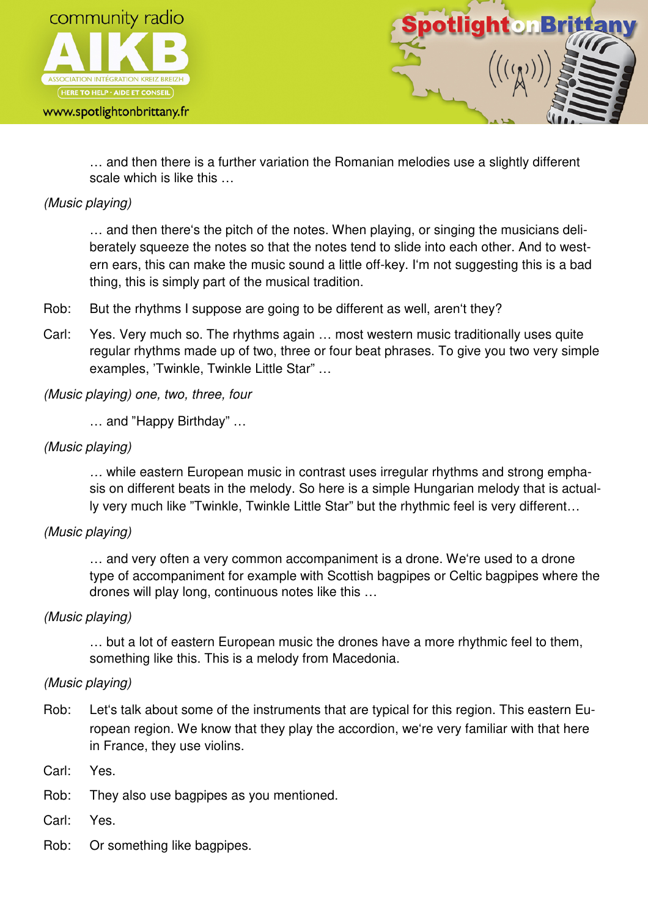… and then there is a further variation the Romanian melodies use a slightly different scale which is like this …

*(Music playing)*

… and then there's the pitch of the notes. When playing, or singing the musicians deliberately squeeze the notes so that the notes tend to slide into each other. And to western ears, this can make the music sound a little off-key. I'm not suggesting this is a bad thing, this is simply part of the musical tradition.

Rob: But the rhythms I suppose are going to be different as well, aren't they?

Carl: Yes. Very much so. The rhythms again … most western music traditionally uses quite regular rhythms made up of two, three or four beat phrases. To give you two very simple examples, 'Twinkle, Twinkle Little Star" …

*(Music playing) one, two, three, four*

… and "Happy Birthday" …

*(Music playing)*

… while eastern European music in contrast uses irregular rhythms and strong emphasis on different beats in the melody. So here is a simple Hungarian melody that is actually very much like "Twinkle, Twinkle Little Star" but the rhythmic feel is very different…

*(Music playing)*

… and very often a very common accompaniment is a drone. We're used to a drone type of accompaniment for example with Scottish bagpipes or Celtic bagpipes where the drones will play long, continuous notes like this …

*(Music playing)*

… but a lot of eastern European music the drones have a more rhythmic feel to them, something like this. This is a melody from Macedonia.

*(Music playing)*

Rob: Let's talk about some of the instruments that are typical for this region. This eastern European region. We know that they play the accordion, we're very familiar with that here in France, they use violins.

Carl: Yes.

Rob: They also use bagpipes as you mentioned.

Carl: Yes.

Rob: Or something like bagpipes.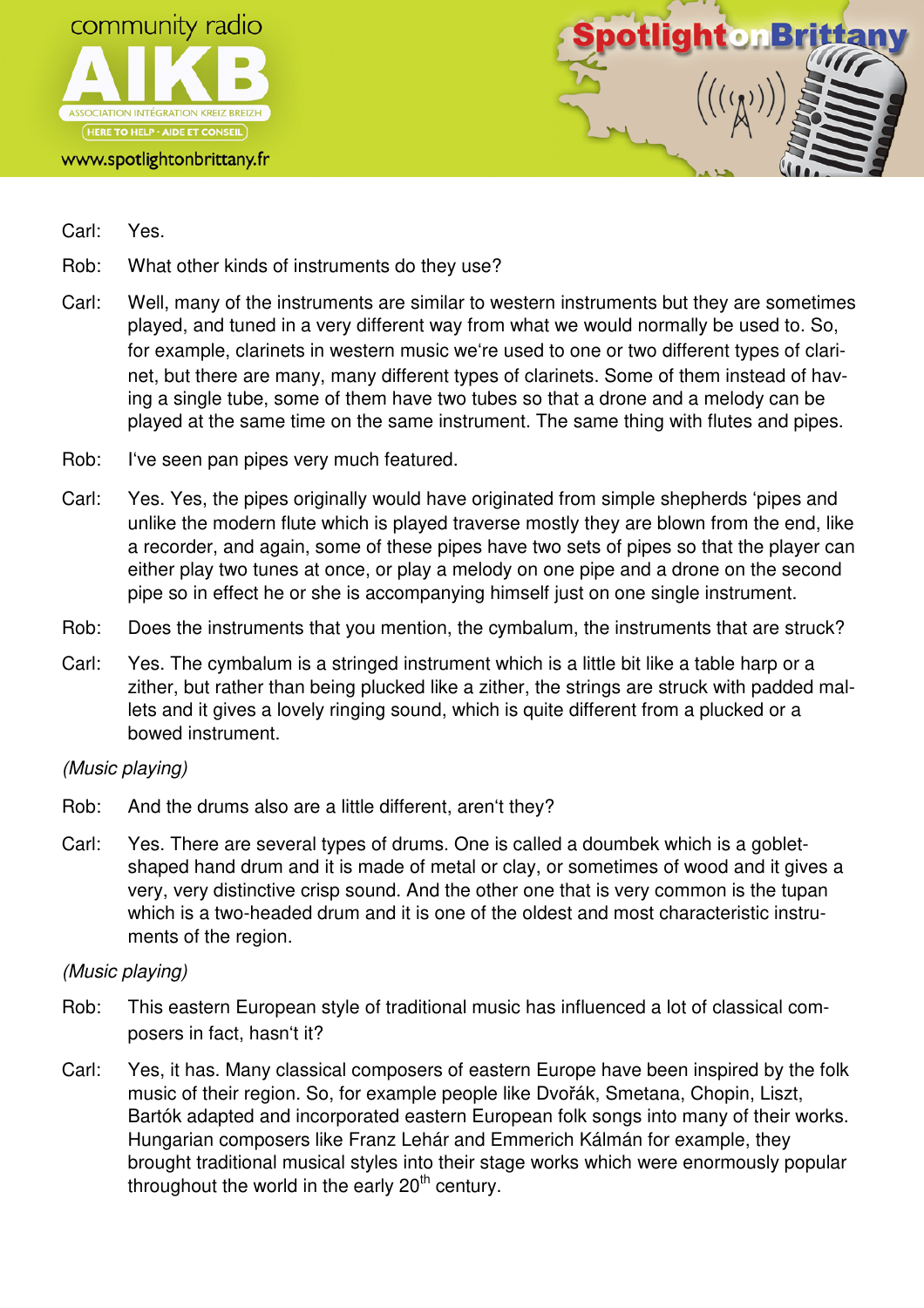Carl: Yes.

Rob: What other kinds of instruments do they use?

Carl: Well, many of the instruments are similar to western instruments but they are sometimes played, and tuned in a very different way from what we would normally be used to. So, for example, clarinets in western music we're used to one or two different types of clarinet, but there are many, many different types of clarinets. Some of them instead of having a single tube, some of them have two tubes so that a drone and a melody can be played at the same time on the same instrument. The same thing with flutes and pipes.

Rob: I've seen pan pipes very much featured.

Carl: Yes. Yes, the pipes originally would have originated from simple shepherds 'pipes and unlike the modern flute which is played traverse mostly they are blown from the end, like a recorder, and again, some of these pipes have two sets of pipes so that the player can either play two tunes at once, or play a melody on one pipe and a drone on the second pipe so in effect he or she is accompanying himself just on one single instrument.

Rob: Does the instruments that you mention, the cymbalum, the instruments that are struck?

Carl: Yes. The cymbalum is a stringed instrument which is a little bit like a table harp or a zither, but rather than being plucked like a zither, the strings are struck with padded mallets and it gives a lovely ringing sound, which is quite different from a plucked or a bowed instrument.

*(Music playing)*

Rob: And the drums also are a little different, aren't they?

Carl: Yes. There are several types of drums. One is called a doumbek which is a goblet-shaped hand drum and it is made of metal or clay, or sometimes of wood and it gives a very, very distinctive crisp sound. And the other one that is very common is the tupan which is a two-headed drum and it is one of the oldest and most characteristic instruments of the region.

*(Music playing)*

Rob: This eastern European style of traditional music has influenced a lot of classical composers in fact, hasn't it?

Carl: Yes, it has. Many classical composers of eastern Europe have been inspired by the folk music of their region. So, for example people like Dvořák, Smetana, Chopin, Liszt, Bartók adapted and incorporated eastern European folk songs into many of their works. Hungarian composers like Franz Lehár and Emmerich Kálmán for example, they brought traditional musical styles into their stage works which were enormously popular throughout the world in the early 20th century.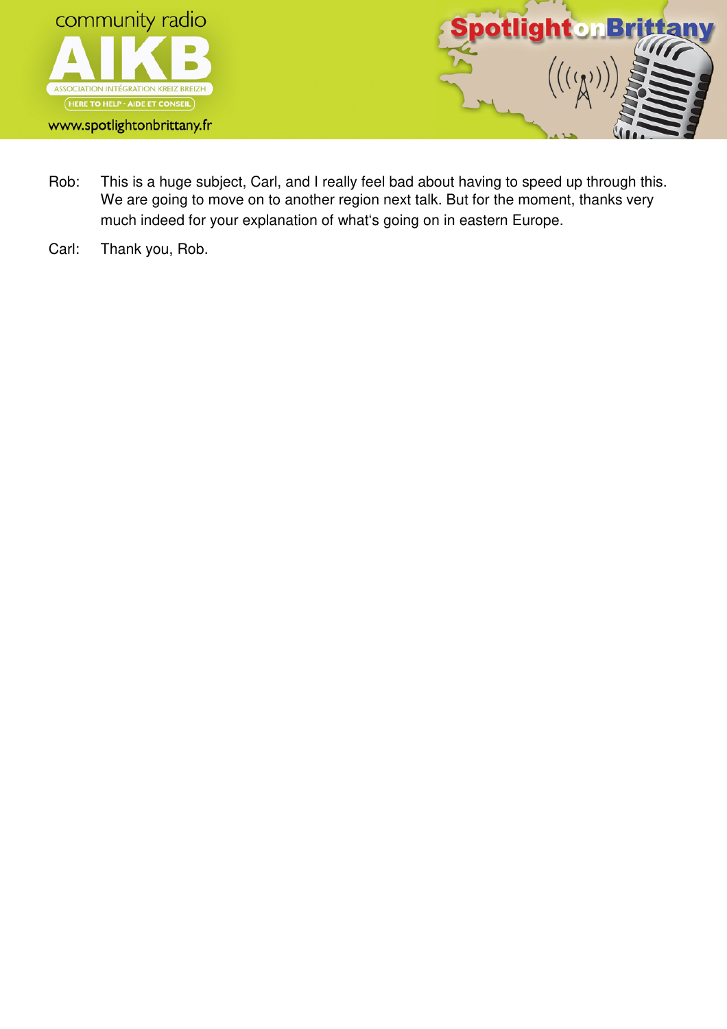Rob: This is a huge subject, Carl, and I really feel bad about having to speed up through this. We are going to move on to another region next talk. But for the moment, thanks very much indeed for your explanation of what‘s going on in eastern Europe.

Carl: Thank you, Rob.